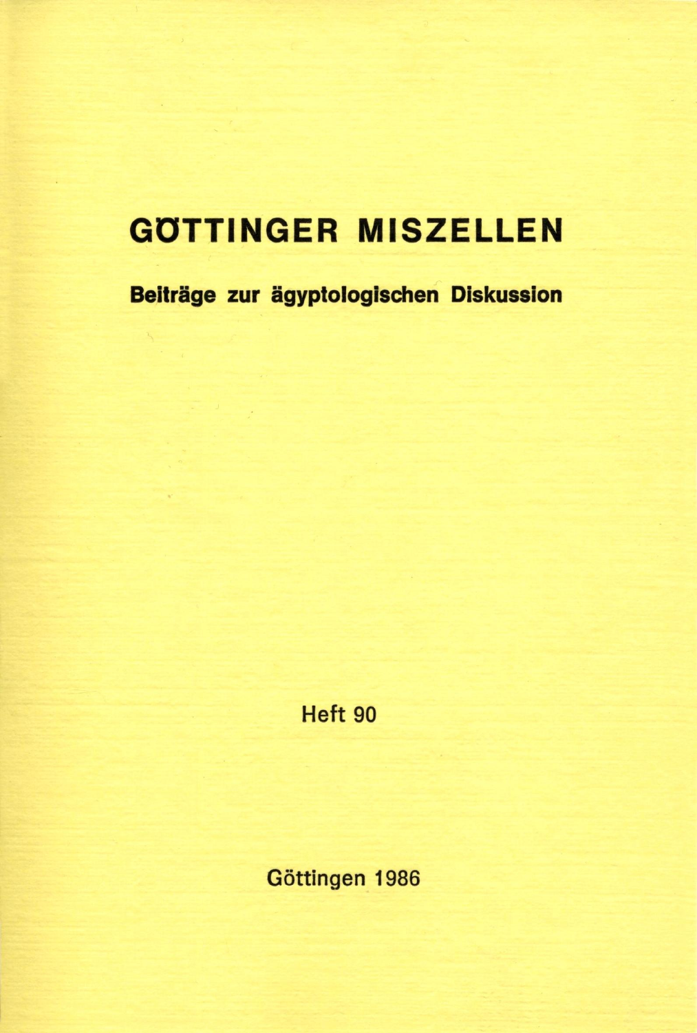# GÖTTINGER MISZELLEN

## Beiträge zur ägyptologischen Diskussion

Heft 90

Göttingen 1986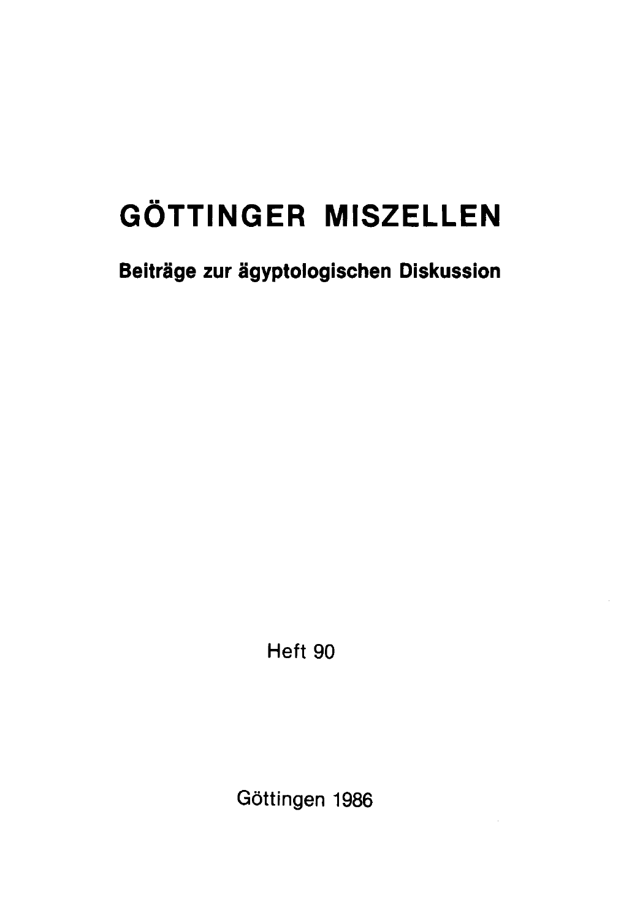# GÖTTINGER MISZELLEN

**Beiträge zur ägyptologischen Diskussion**

Heft 90

Göttingen 1986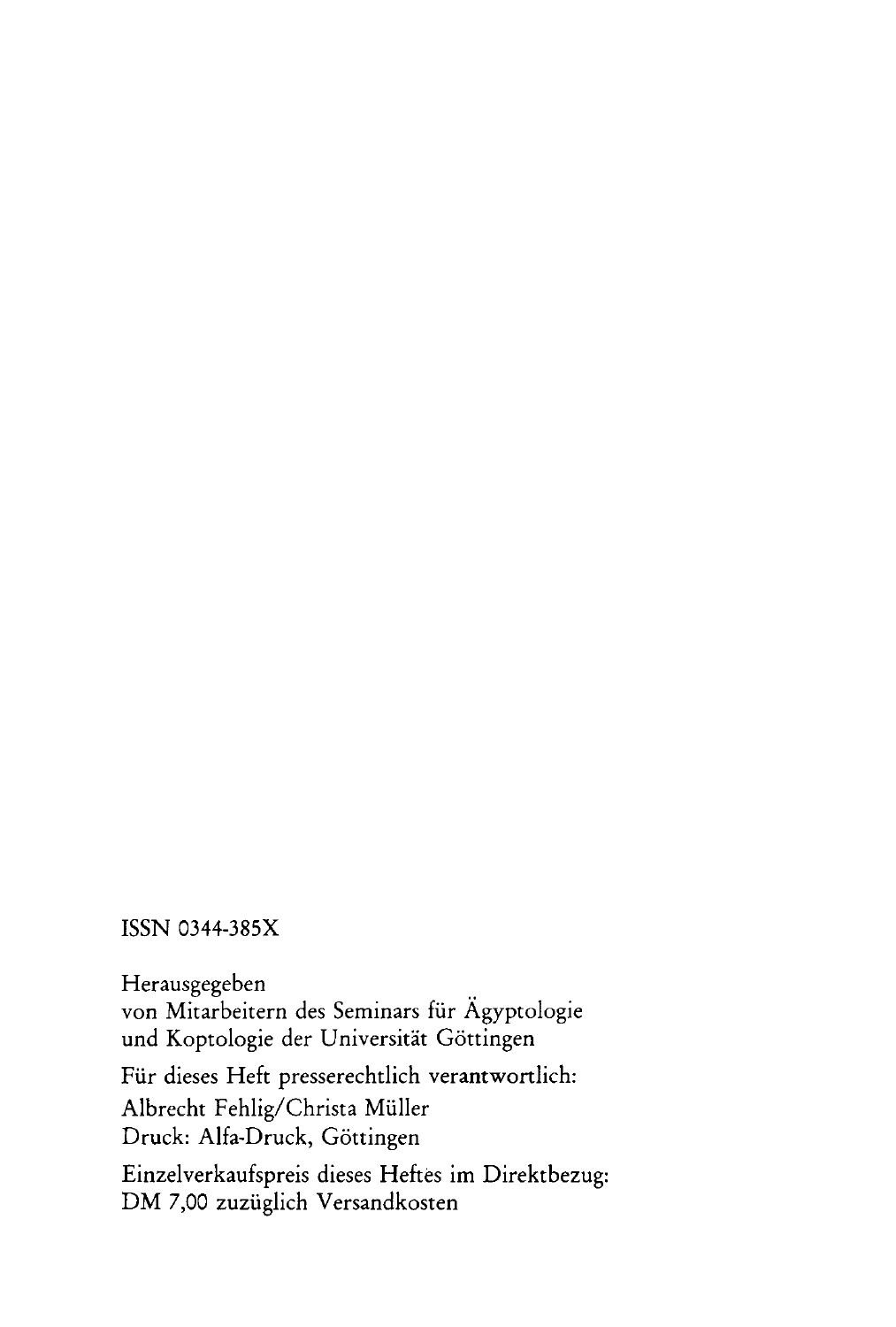ISSN 0344-385X

Herausgegeben
von Mitarbeitern des Seminars für Ägyptologie
und Koptologie der Universität Göttingen

Für dieses Heft presserechtlich verantwortlich:
Albrecht Fehlig/Christa Müller
Druck: Alfa-Druck, Göttingen

Einzelverkaufspreis dieses Heftes im Direktbezug:
DM 7,00 zuzüglich Versandkosten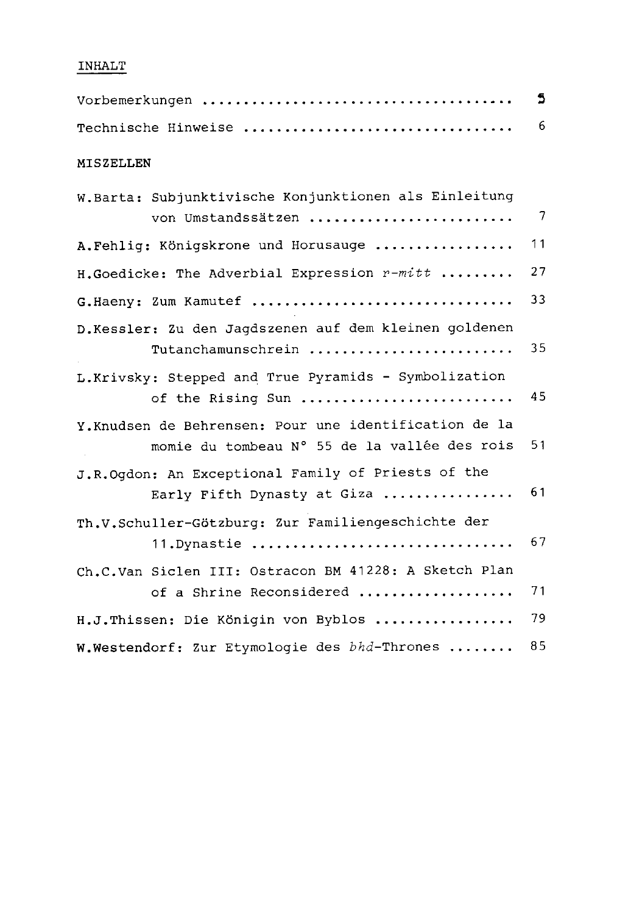## INHALT

| | |
|---|---|
| Vorbemerkungen | 5 |
| Technische Hinweise | 6 |

### MISZELLEN

| | |
|---|---|
| W.Barta: Subjunktivische Konjunktionen als Einleitung von Umstandssätzen | 7 |
| A.Fehlig: Königskrone und Horusauge | 11 |
| H.Goedicke: The Adverbial Expression *r-mitt* | 27 |
| G.Haeny: Zum Kamutef | 33 |
| D.Kessler: Zu den Jagdszenen auf dem kleinen goldenen Tutanchamunschrein | 35 |
| L.Krivsky: Stepped and True Pyramids - Symbolization of the Rising Sun | 45 |
| Y.Knudsen de Behrensen: Pour une identification de la momie du tombeau N° 55 de la vallée des rois | 51 |
| J.R.Ogdon: An Exceptional Family of Priests of the Early Fifth Dynasty at Giza | 61 |
| Th.V.Schuller-Götzburg: Zur Familiengeschichte der 11.Dynastie | 67 |
| Ch.C.Van Siclen III: Ostracon BM 41228: A Sketch Plan of a Shrine Reconsidered | 71 |
| H.J.Thissen: Die Königin von Byblos | 79 |
| W.Westendorf: Zur Etymologie des *bhd*-Thrones | 85 |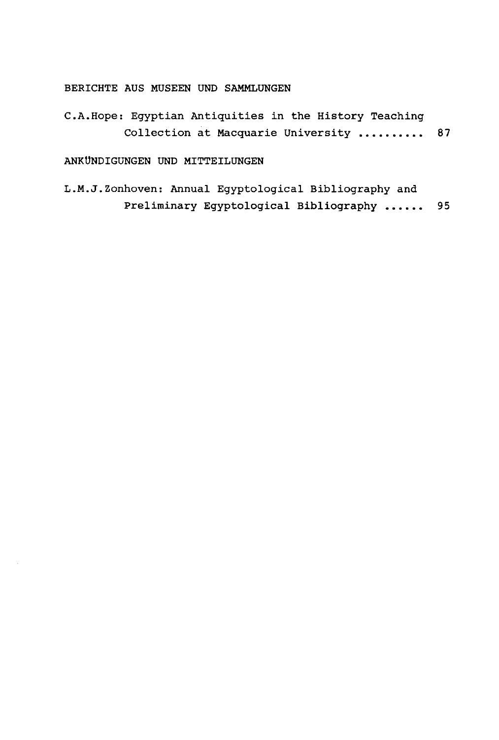## BERICHTE AUS MUSEEN UND SAMMLUNGEN

C.A.Hope: Egyptian Antiquities in the History Teaching Collection at Macquarie University .......... 87

## ANKÜNDIGUNGEN UND MITTEILUNGEN

L.M.J.Zonhoven: Annual Egyptological Bibliography and Preliminary Egyptological Bibliography ...... 95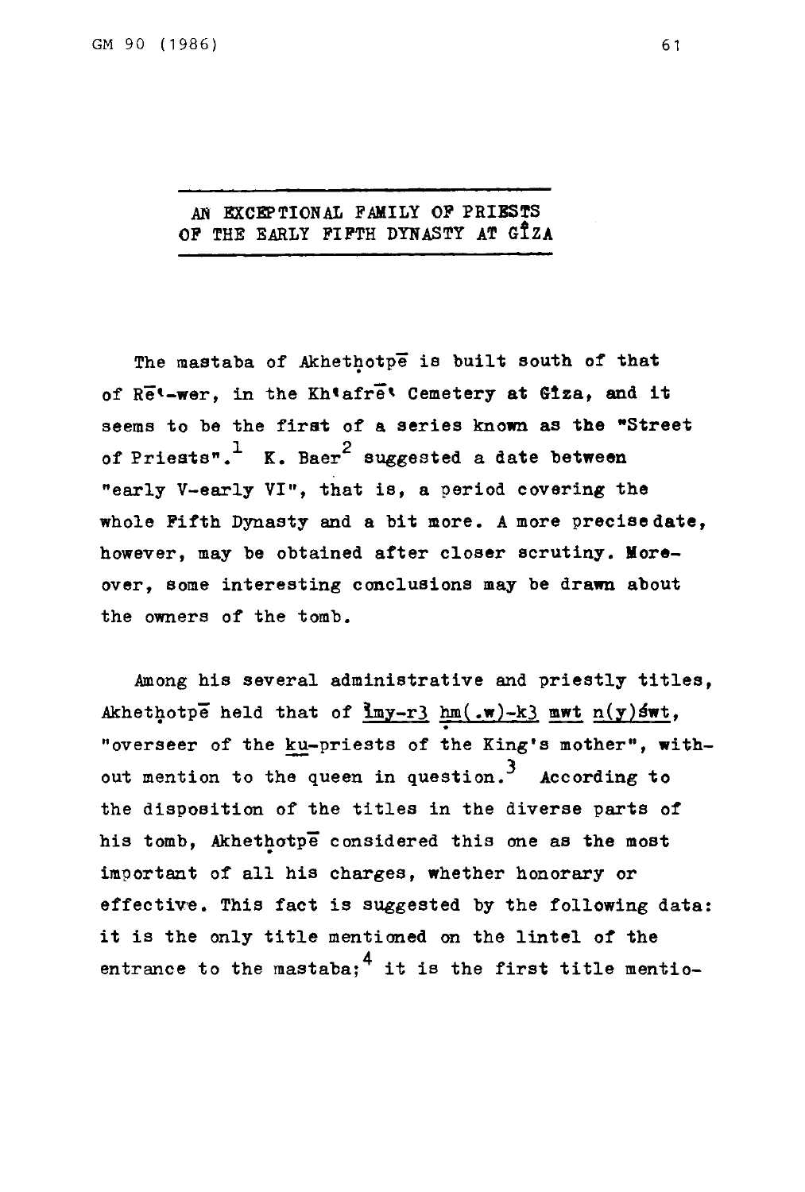# AN EXCEPTIONAL FAMILY OF PRIESTS OF THE EARLY FIFTH DYNASTY AT GÎZA

The mastaba of Akhetḥotpē is built south of that of Rēʿ-wer, in the Khʿafrēʿ Cemetery at Gîza, and it seems to be the first of a series known as the "Street of Priests".[1] K. Baer[2] suggested a date between "early V-early VI", that is, a period covering the whole Fifth Dynasty and a bit more. A more precise date, however, may be obtained after closer scrutiny. Moreover, some interesting conclusions may be drawn about the owners of the tomb.

Among his several administrative and priestly titles, Akhetḥotpē held that of imy-r3 ḥm(.w)-k3 mwt n(y)św t, "overseer of the ku-priests of the King's mother", without mention to the queen in question.[3] According to the disposition of the titles in the diverse parts of his tomb, Akhetḥotpē considered this one as the most important of all his charges, whether honorary or effective. This fact is suggested by the following data: it is the only title mentioned on the lintel of the entrance to the mastaba;[4] it is the first title mentio-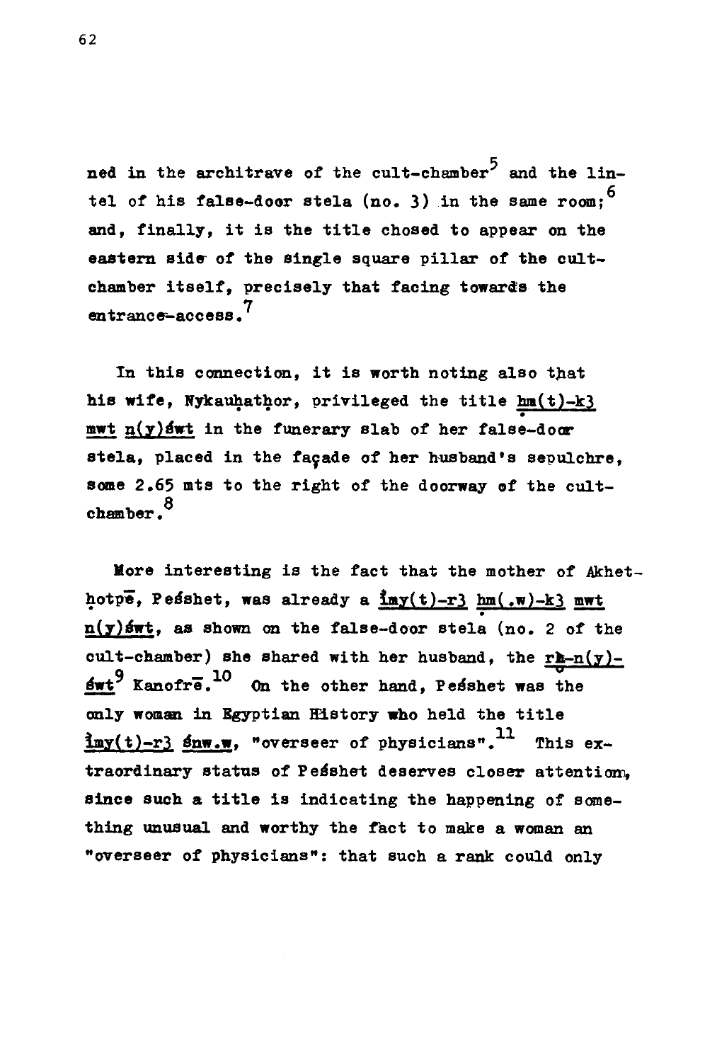ned in the architrave of the cult-chamber[5] and the lintel of his false-door stela (no. 3) in the same room;[6] and, finally, it is the title chosed to appear on the eastern side of the single square pillar of the cult-chamber itself, precisely that facing towards the entrance-access.[7]

In this connection, it is worth noting also that his wife, Nykauhathor, privileged the title <u>ḥm(t)-k3 mwt n(y)św t</u> in the funerary slab of her false-door stela, placed in the façade of her husband's sepulchre, some 2.65 mts to the right of the doorway of the cult-chamber.[8]

More interesting is the fact that the mother of Akhethotpē, Peśshet, was already a <u>ỉmy(t)-r3 ḥm(.w)-k3 mwt n(y)św t</u>, as shown on the false-door stela (no. 2 of the cult-chamber) she shared with her husband, the <u>rḫ-n(y)-św t</u>[9] Kanofrē.[10] On the other hand, Peśshet was the only woman in Egyptian History who held the title <u>ỉmy(t)-r3 św w.w</u>, "overseer of physicians".[11] This extraordinary status of Peśshet deserves closer attention, since such a title is indicating the happening of something unusual and worthy the fact to make a woman an "overseer of physicians": that such a rank could only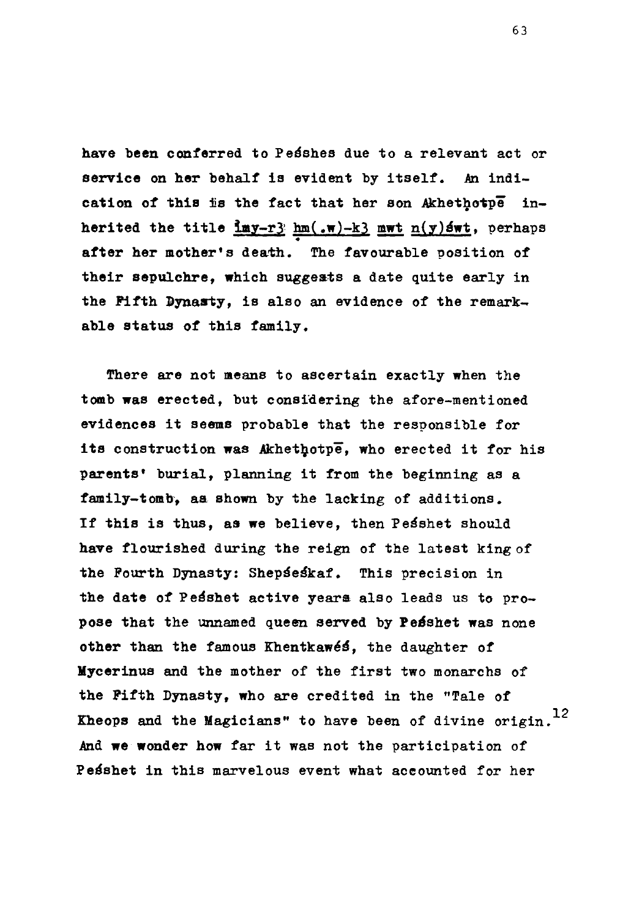have been conferred to Peśshes due to a relevant act or service on her behalf is evident by itself. An indication of this is the fact that her son Akhetḥotpē inherited the title imy-r3 hm(.w)-k3 mwt n(y)św t, perhaps after her mother's death. The favourable position of their sepulchre, which suggests a date quite early in the Fifth Dynasty, is also an evidence of the remarkable status of this family.

There are not means to ascertain exactly when the tomb was erected, but considering the afore-mentioned evidences it seems probable that the responsible for its construction was Akhetḥotpē, who erected it for his parents' burial, planning it from the beginning as a family-tomb, as shown by the lacking of additions. If this is thus, as we believe, then Peśshet should have flourished during the reign of the latest king of the Fourth Dynasty: Shepśeśkaf. This precision in the date of Peśshet active years also leads us to propose that the unnamed queen served by Peśshet was none other than the famous Khentkawéś, the daughter of Mycerinus and the mother of the first two monarchs of the Fifth Dynasty, who are credited in the "Tale of Kheops and the Magicians" to have been of divine origin.[12] And we wonder how far it was not the participation of Peśshet in this marvelous event what accounted for her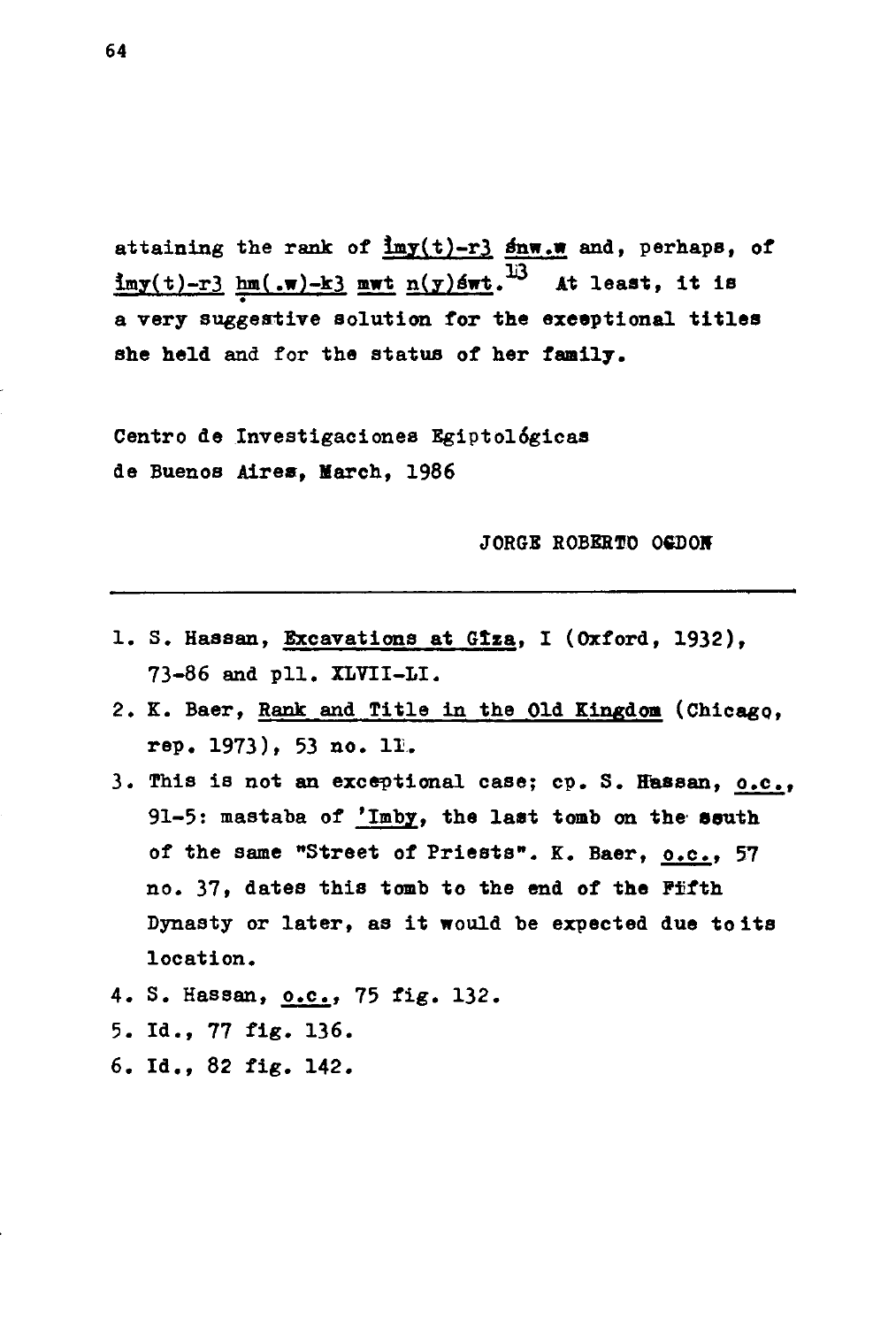attaining the rank of <u>imy(t)-r3 šnw.w</u> and, perhaps, of <u>imy(t)-r3 ḥm(.w)-k3 mwt n(y)świt</u>.[13] At least, it is a very suggestive solution for the exceptional titles she held and for the status of her family.

Centro de Investigaciones Egiptológicas de Buenos Aires, March, 1986

JORGE ROBERTO OGDON

---

1. S. Hassan, <u>Excavations at Gîza</u>, I (Oxford, 1932), 73-86 and pll. XLVII-LI.
2. K. Baer, <u>Rank and Title in the Old Kingdom</u> (Chicago, rep. 1973), 53 no. 11.
3. This is not an exceptional case; cp. S. Hassan, <u>o.c.</u>, 91-5: mastaba of <u>'Imby</u>, the last tomb on the south of the same "Street of Priests". K. Baer, <u>o.c.</u>, 57 no. 37, dates this tomb to the end of the Fifth Dynasty or later, as it would be expected due to its location.
4. S. Hassan, <u>o.c.</u>, 75 fig. 132.
5. Id., 77 fig. 136.
6. Id., 82 fig. 142.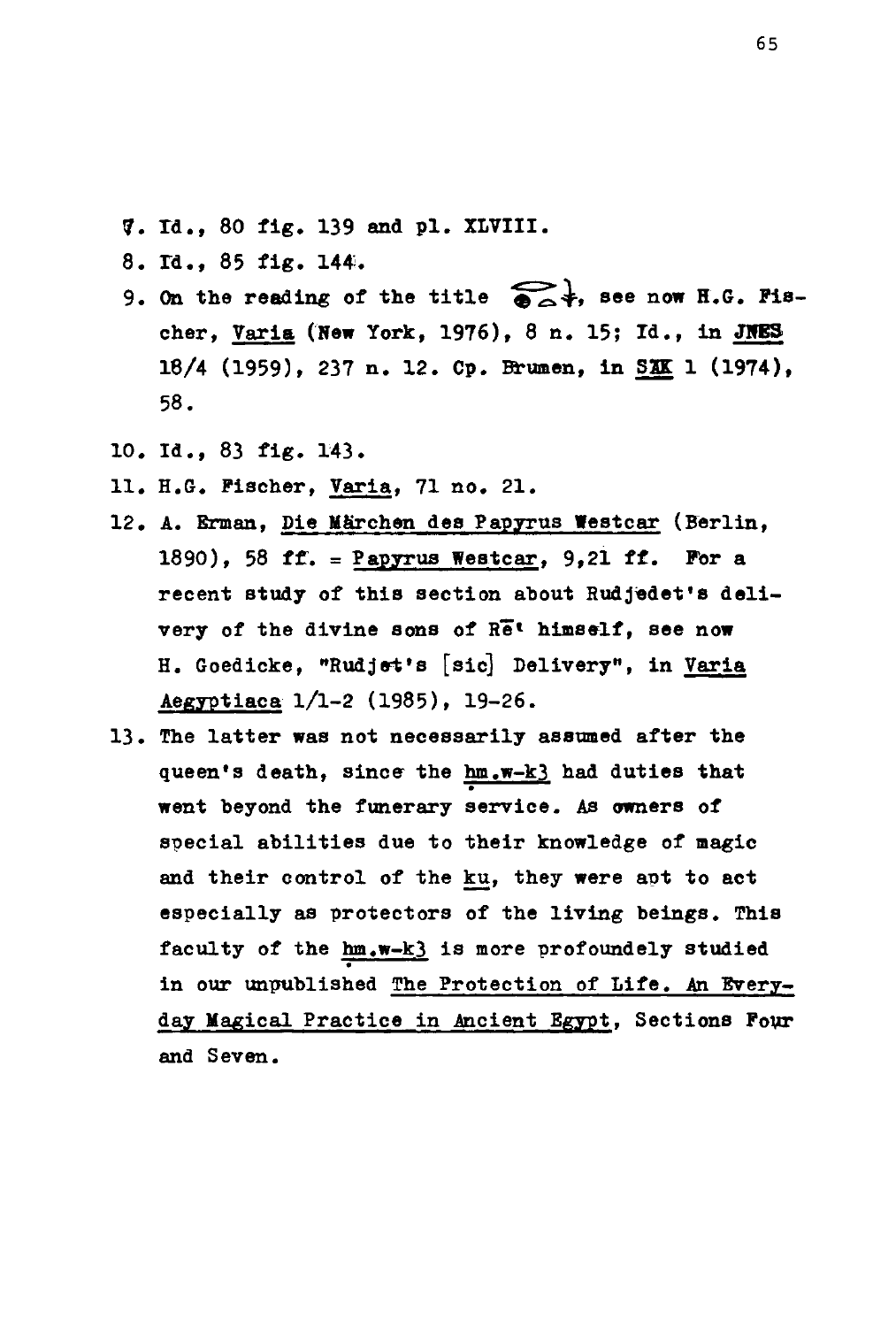7. Id., 80 fig. 139 and pl. XLVIII.
8. Id., 85 fig. 144.
9. On the reading of the title [hieroglyphs], see now H.G. Fischer, Varia (New York, 1976), 8 n. 15; Id., in JNES 18/4 (1959), 237 n. 12. Cp. Brunen, in SAK 1 (1974), 58.
10. Id., 83 fig. 143.
11. H.G. Fischer, Varia, 71 no. 21.
12. A. Erman, Die Märchen des Papyrus Westcar (Berlin, 1890), 58 ff. = Papyrus Westcar, 9,21 ff. For a recent study of this section about Rudjedet's delivery of the divine sons of Rēʿ himself, see now H. Goedicke, "Rudjet's [sic] Delivery", in Varia Aegyptiaca 1/1-2 (1985), 19-26.
13. The latter was not necessarily assumed after the queen's death, since the ḥm.w-k3 had duties that went beyond the funerary service. As owners of special abilities due to their knowledge of magic and their control of the ku, they were apt to act especially as protectors of the living beings. This faculty of the ḥm.w-k3 is more profoundely studied in our unpublished The Protection of Life. An Everyday Magical Practice in Ancient Egypt, Sections Four and Seven.